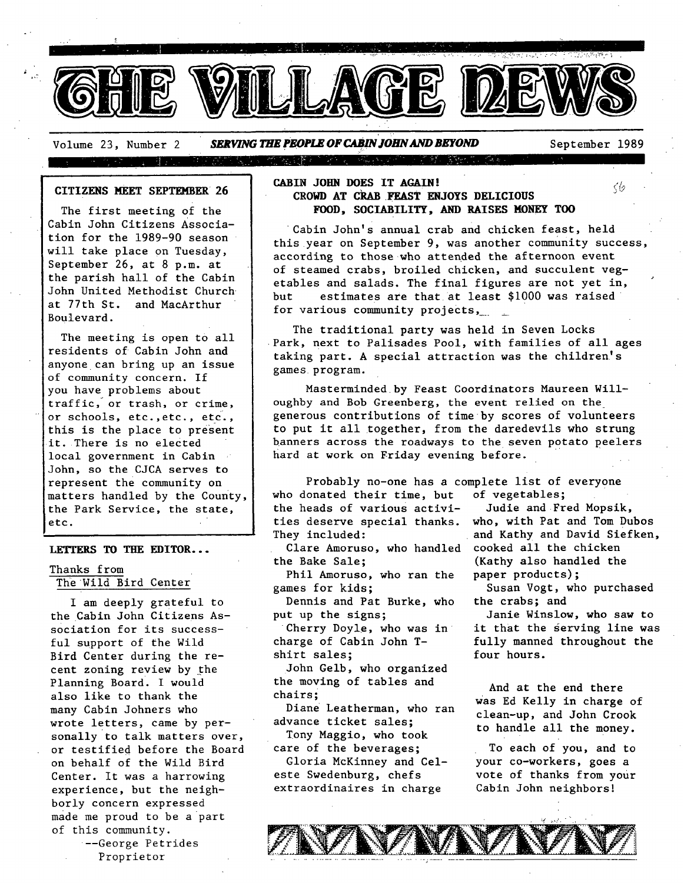# THE VILLAGE NEWS

Volume 23, Number 2 — ***SERVING THE PEOPLE OF CABIN JOHN AND BEYOND*** — September 1989

## CITIZENS MEET SEPTEMBER 26

The first meeting of the Cabin John Citizens Association for the 1989-90 season will take place on Tuesday, September 26, at 8 p.m. at the parish hall of the Cabin John United Methodist Church at 77th St. and MacArthur Boulevard.

The meeting is open to all residents of Cabin John and anyone can bring up an issue of community concern. If you have problems about traffic, or trash, or crime, or schools, etc.,etc., etc., this is the place to present it. There is no elected local government in Cabin John, so the CJCA serves to represent the community on matters handled by the County, the Park Service, the state, etc.

## LETTERS TO THE EDITOR...

### Thanks from The Wild Bird Center

I am deeply grateful to the Cabin John Citizens Association for its successful support of the Wild Bird Center during the recent zoning review by the Planning Board. I would also like to thank the many Cabin Johners who wrote letters, came by personally to talk matters over, or testified before the Board on behalf of the Wild Bird Center. It was a harrowing experience, but the neighborly concern expressed made me proud to be a part of this community.

--George Petrides
Proprietor

## CABIN JOHN DOES IT AGAIN!
### CROWD AT CRAB FEAST ENJOYS DELICIOUS FOOD, SOCIABILITY, AND RAISES MONEY TOO

Cabin John's annual crab and chicken feast, held this year on September 9, was another community success, according to those who attended the afternoon event of steamed crabs, broiled chicken, and succulent vegetables and salads. The final figures are not yet in, but estimates are that at least $1000 was raised for various community projects.

The traditional party was held in Seven Locks Park, next to Palisades Pool, with families of all ages taking part. A special attraction was the children's games program.

Masterminded by Feast Coordinators Maureen Willoughby and Bob Greenberg, the event relied on the generous contributions of time by scores of volunteers to put it all together, from the daredevils who strung banners across the roadways to the seven potato peelers hard at work on Friday evening before.

Probably no-one has a complete list of everyone who donated their time, but the heads of various activities deserve special thanks. They included:

Clare Amoruso, who handled the Bake Sale;

Phil Amoruso, who ran the games for kids;

Dennis and Pat Burke, who put up the signs;

Cherry Doyle, who was in charge of Cabin John T-shirt sales;

John Gelb, who organized the moving of tables and chairs;

Diane Leatherman, who ran advance ticket sales;

Tony Maggio, who took care of the beverages;

Gloria McKinney and Celeste Swedenburg, chefs extraordinaires in charge of vegetables;

Judie and Fred Mopsik, who, with Pat and Tom Dubos and Kathy and David Siefken, cooked all the chicken (Kathy also handled the paper products);

Susan Vogt, who purchased the crabs; and

Janie Winslow, who saw to it that the serving line was fully manned throughout the four hours.

And at the end there was Ed Kelly in charge of clean-up, and John Crook to handle all the money.

To each of you, and to your co-workers, goes a vote of thanks from your Cabin John neighbors!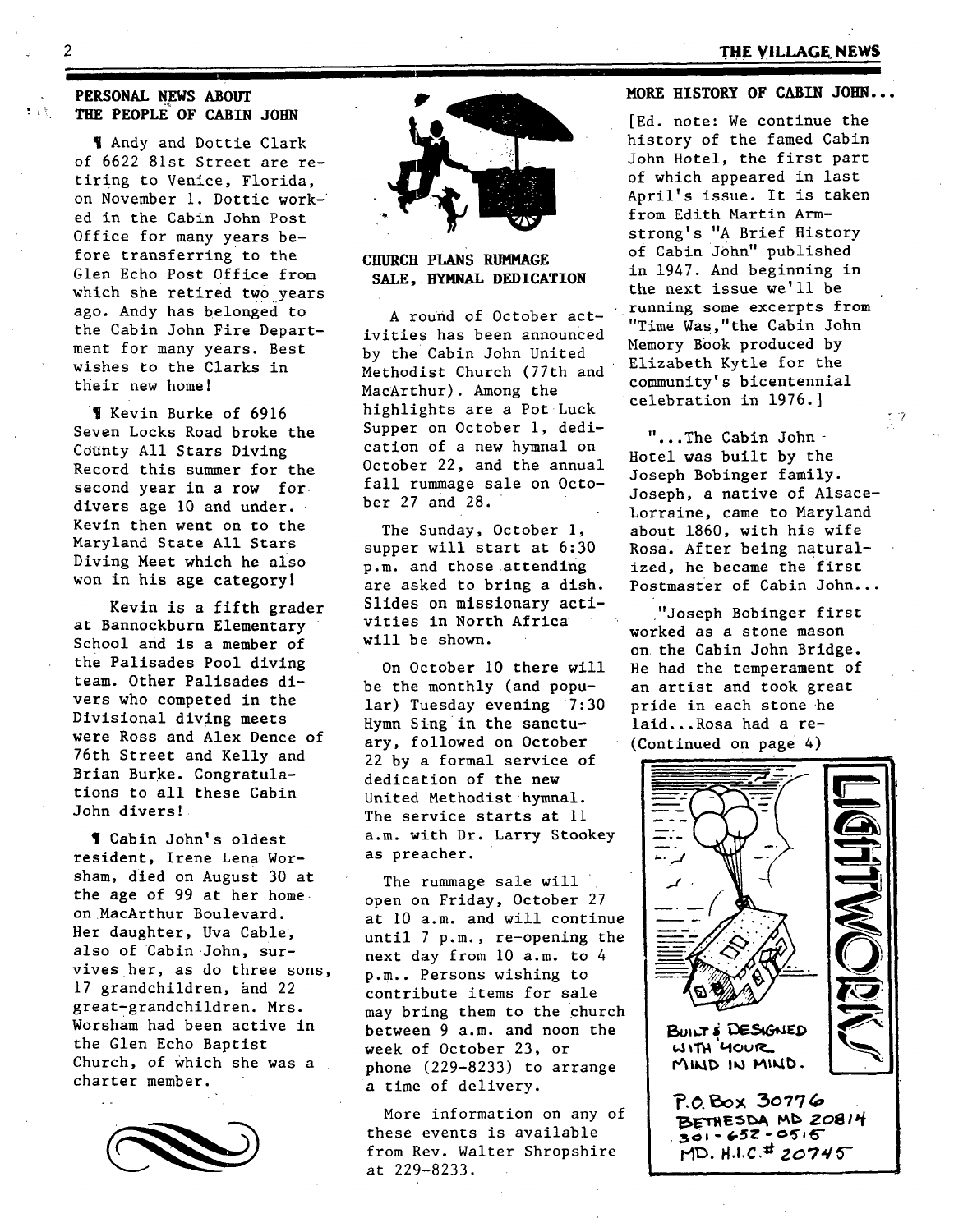## PERSONAL NEWS ABOUT THE PEOPLE OF CABIN JOHN

¶ Andy and Dottie Clark of 6622 81st Street are retiring to Venice, Florida, on November 1. Dottie worked in the Cabin John Post Office for many years before transferring to the Glen Echo Post Office from which she retired two years ago. Andy has belonged to the Cabin John Fire Department for many years. Best wishes to the Clarks in their new home!

¶ Kevin Burke of 6916 Seven Locks Road broke the County All Stars Diving Record this summer for the second year in a row for divers age 10 and under. Kevin then went on to the Maryland State All Stars Diving Meet which he also won in his age category!

Kevin is a fifth grader at Bannockburn Elementary School and is a member of the Palisades Pool diving team. Other Palisades divers who competed in the Divisional diving meets were Ross and Alex Dence of 76th Street and Kelly and Brian Burke. Congratulations to all these Cabin John divers!

¶ Cabin John's oldest resident, Irene Lena Worsham, died on August 30 at the age of 99 at her home on MacArthur Boulevard. Her daughter, Uva Cable, also of Cabin John, survives her, as do three sons, 17 grandchildren, and 22 great-grandchildren. Mrs. Worsham had been active in the Glen Echo Baptist Church, of which she was a charter member.

## CHURCH PLANS RUMMAGE SALE, HYMNAL DEDICATION

A round of October activities has been announced by the Cabin John United Methodist Church (77th and MacArthur). Among the highlights are a Pot Luck Supper on October 1, dedication of a new hymnal on October 22, and the annual fall rummage sale on October 27 and 28.

The Sunday, October 1, supper will start at 6:30 p.m. and those attending are asked to bring a dish. Slides on missionary activities in North Africa will be shown.

On October 10 there will be the monthly (and popular) Tuesday evening 7:30 Hymn Sing in the sanctuary, followed on October 22 by a formal service of dedication of the new United Methodist hymnal. The service starts at 11 a.m. with Dr. Larry Stookey as preacher.

The rummage sale will open on Friday, October 27 at 10 a.m. and will continue until 7 p.m., re-opening the next day from 10 a.m. to 4 p.m.. Persons wishing to contribute items for sale may bring them to the church between 9 a.m. and noon the week of October 23, or phone (229-8233) to arrange a time of delivery.

More information on any of these events is available from Rev. Walter Shropshire at 229-8233.

## MORE HISTORY OF CABIN JOHN...

[Ed. note: We continue the history of the famed Cabin John Hotel, the first part of which appeared in last April's issue. It is taken from Edith Martin Armstrong's "A Brief History of Cabin John" published in 1947. And beginning in the next issue we'll be running some excerpts from "Time Was," the Cabin John Memory Book produced by Elizabeth Kytle for the community's bicentennial celebration in 1976.]

"...The Cabin John Hotel was built by the Joseph Bobinger family. Joseph, a native of Alsace-Lorraine, came to Maryland about 1860, with his wife Rosa. After being naturalized, he became the first Postmaster of Cabin John...

"Joseph Bobinger first worked as a stone mason on the Cabin John Bridge. He had the temperament of an artist and took great pride in each stone he laid...Rosa had a re-

(Continued on page 4)

---

LIGHTWORKS

BUILT & DESIGNED WITH YOUR MIND IN MIND.

P.O. Box 30776
BETHESDA MD 20814
301-652-0515
MD. H.I.C.# 20745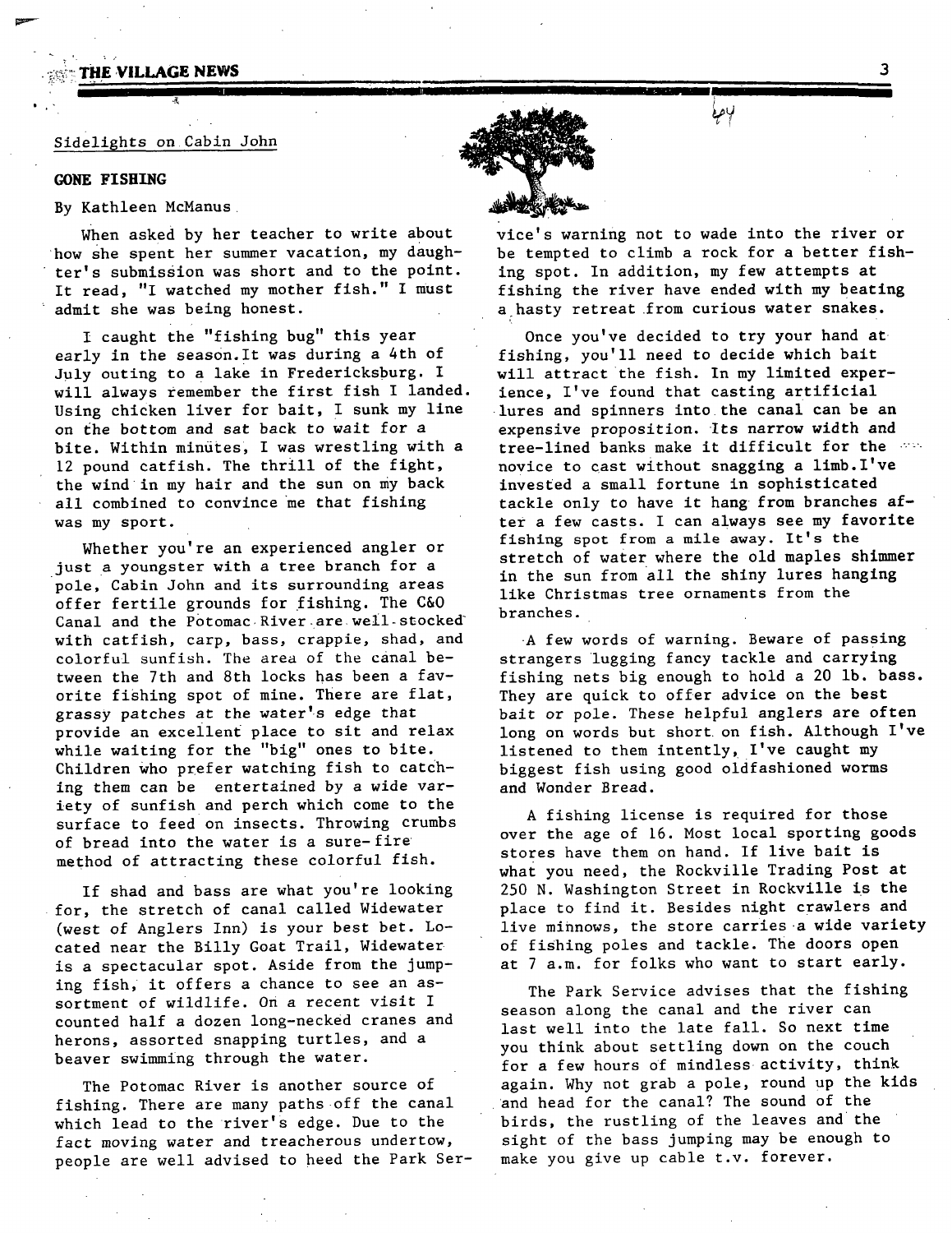Sidelights on Cabin John

## GONE FISHING

By Kathleen McManus

When asked by her teacher to write about how she spent her summer vacation, my daughter's submission was short and to the point. It read, "I watched my mother fish." I must admit she was being honest.

I caught the "fishing bug" this year early in the season. It was during a 4th of July outing to a lake in Fredericksburg. I will always remember the first fish I landed. Using chicken liver for bait, I sunk my line on the bottom and sat back to wait for a bite. Within minutes, I was wrestling with a 12 pound catfish. The thrill of the fight, the wind in my hair and the sun on my back all combined to convince me that fishing was my sport.

Whether you're an experienced angler or just a youngster with a tree branch for a pole, Cabin John and its surrounding areas offer fertile grounds for fishing. The C&O Canal and the Potomac River are well-stocked with catfish, carp, bass, crappie, shad, and colorful sunfish. The area of the canal between the 7th and 8th locks has been a favorite fishing spot of mine. There are flat, grassy patches at the water's edge that provide an excellent place to sit and relax while waiting for the "big" ones to bite. Children who prefer watching fish to catching them can be entertained by a wide variety of sunfish and perch which come to the surface to feed on insects. Throwing crumbs of bread into the water is a sure-fire method of attracting these colorful fish.

If shad and bass are what you're looking for, the stretch of canal called Widewater (west of Anglers Inn) is your best bet. Located near the Billy Goat Trail, Widewater is a spectacular spot. Aside from the jumping fish, it offers a chance to see an assortment of wildlife. On a recent visit I counted half a dozen long-necked cranes and herons, assorted snapping turtles, and a beaver swimming through the water.

The Potomac River is another source of fishing. There are many paths off the canal which lead to the river's edge. Due to the fact moving water and treacherous undertow, people are well advised to heed the Park Service's warning not to wade into the river or be tempted to climb a rock for a better fishing spot. In addition, my few attempts at fishing the river have ended with my beating a hasty retreat from curious water snakes.

Once you've decided to try your hand at fishing, you'll need to decide which bait will attract the fish. In my limited experience, I've found that casting artificial lures and spinners into the canal can be an expensive proposition. Its narrow width and tree-lined banks make it difficult for the novice to cast without snagging a limb. I've invested a small fortune in sophisticated tackle only to have it hang from branches after a few casts. I can always see my favorite fishing spot from a mile away. It's the stretch of water where the old maples shimmer in the sun from all the shiny lures hanging like Christmas tree ornaments from the branches.

A few words of warning. Beware of passing strangers lugging fancy tackle and carrying fishing nets big enough to hold a 20 lb. bass. They are quick to offer advice on the best bait or pole. These helpful anglers are often long on words but short on fish. Although I've listened to them intently, I've caught my biggest fish using good oldfashioned worms and Wonder Bread.

A fishing license is required for those over the age of 16. Most local sporting goods stores have them on hand. If live bait is what you need, the Rockville Trading Post at 250 N. Washington Street in Rockville is the place to find it. Besides night crawlers and live minnows, the store carries a wide variety of fishing poles and tackle. The doors open at 7 a.m. for folks who want to start early.

The Park Service advises that the fishing season along the canal and the river can last well into the late fall. So next time you think about settling down on the couch for a few hours of mindless activity, think again. Why not grab a pole, round up the kids and head for the canal? The sound of the birds, the rustling of the leaves and the sight of the bass jumping may be enough to make you give up cable t.v. forever.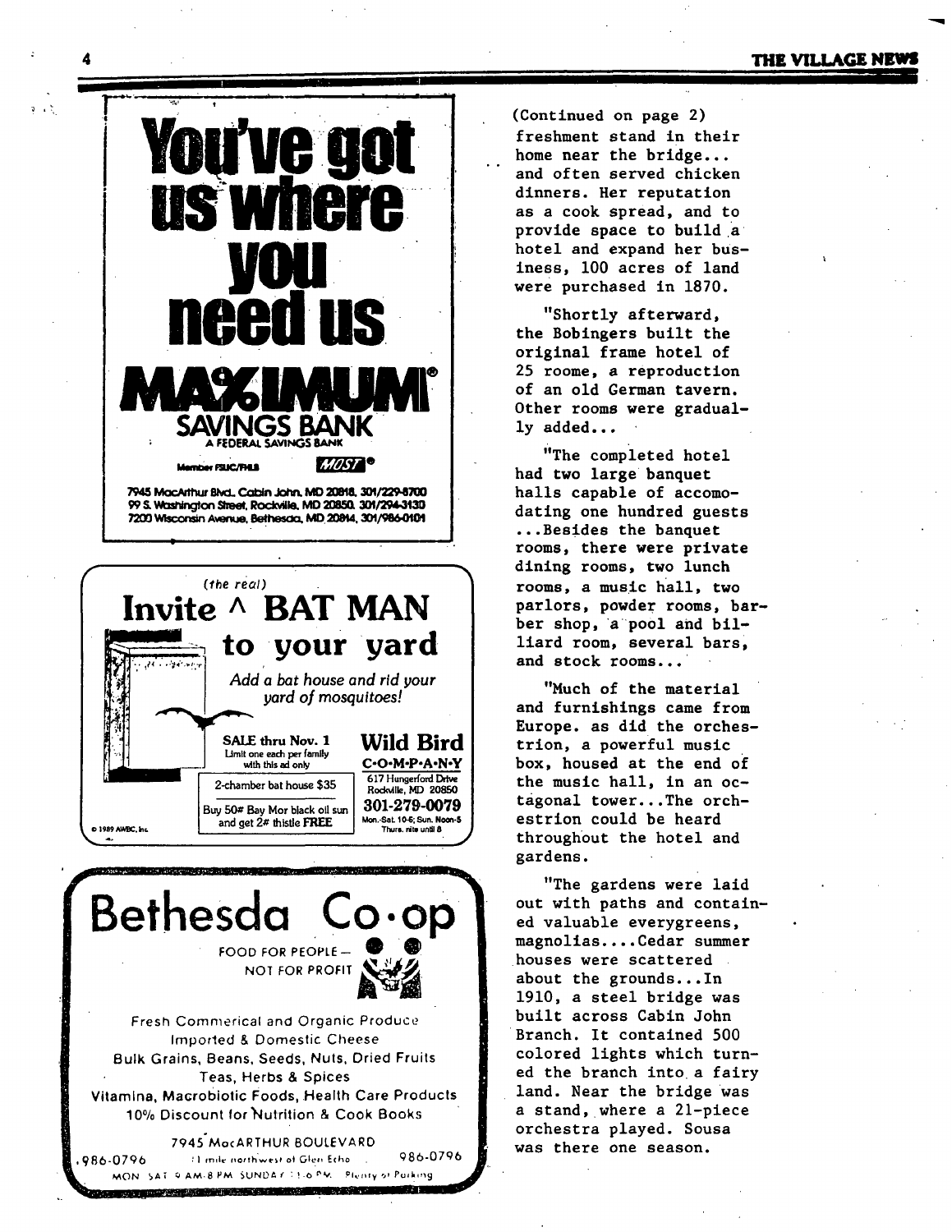**You've got us where you need us**

**MAXIMUM® SAVINGS BANK**

A FEDERAL SAVINGS BANK

Member FSLIC/FHLB MOST®

7945 MacArthur Blvd., Cabin John, MD 20818, 301/229-8700
99 S. Washington Street, Rockville, MD 20850, 301/294-3130
7200 Wisconsin Avenue, Bethesda, MD 20814, 301/986-0101

---

*(the real)*

# Invite ^ BAT MAN to your yard

*Add a bat house and rid your yard of mosquitoes!*

SALE thru Nov. 1
Limit one each per family with this ad only

2-chamber bat house $35

Buy 50# Bay Mor black oil sun and get 2# thistle FREE

**Wild Bird C·O·M·P·A·N·Y**
617 Hungerford Drive
Rockville, MD 20850
301-279-0079
Mon.-Sat. 10-6; Sun. Noon-5
Thurs. nite until 8

© 1989 AWBC, Inc.

---

# Bethesda Co·op

FOOD FOR PEOPLE — NOT FOR PROFIT

Fresh Commerical and Organic Produce
Imported & Domestic Cheese
Bulk Grains, Beans, Seeds, Nuts, Dried Fruits
Teas, Herbs & Spices
Vitamina, Macrobiotic Foods, Health Care Products
10% Discount for Nutrition & Cook Books

7945 MacARTHUR BOULEVARD

986-0796 1 mile northwest of Glen Echo 986-0796

MON SAT 9 AM-8 PM SUNDAY 11-6 PM Plenty of Parking

---

(Continued on page 2)
freshment stand in their home near the bridge... and often served chicken dinners. Her reputation as a cook spread, and to provide space to build a hotel and expand her business, 100 acres of land were purchased in 1870.

"Shortly afterward, the Bobingers built the original frame hotel of 25 roome, a reproduction of an old German tavern. Other rooms were gradually added...

"The completed hotel had two large banquet halls capable of accomodating one hundred guests ...Besides the banquet rooms, there were private dining rooms, two lunch rooms, a music hall, two parlors, powder rooms, barber shop, a pool and billiard room, several bars, and stock rooms...

"Much of the material and furnishings came from Europe. as did the orchestrion, a powerful music box, housed at the end of the music hall, in an octagonal tower...The orchestrion could be heard throughout the hotel and gardens.

"The gardens were laid out with paths and contained valuable everygreens, magnolias....Cedar summer houses were scattered about the grounds...In 1910, a steel bridge was built across Cabin John Branch. It contained 500 colored lights which turned the branch into a fairy land. Near the bridge was a stand, where a 21-piece orchestra played. Sousa was there one season.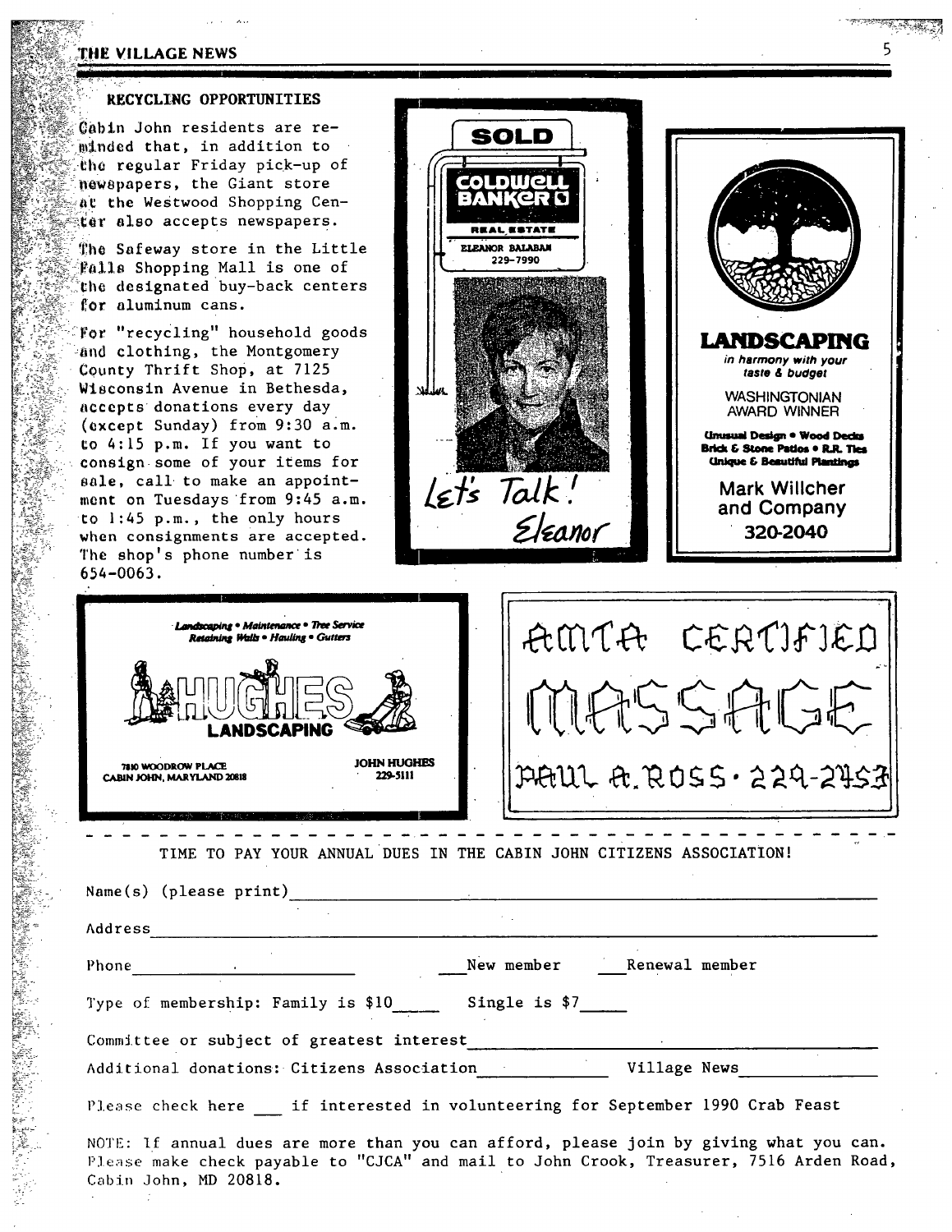### RECYCLING OPPORTUNITIES

Cabin John residents are reminded that, in addition to the regular Friday pick-up of newspapers, the Giant store at the Westwood Shopping Center also accepts newspapers.

The Safeway store in the Little Falls Shopping Mall is one of the designated buy-back centers for aluminum cans.

For "recycling" household goods and clothing, the Montgomery County Thrift Shop, at 7125 Wisconsin Avenue in Bethesda, accepts donations every day (except Sunday) from 9:30 a.m. to 4:15 p.m. If you want to consign some of your items for sale, call to make an appointment on Tuesdays from 9:45 a.m. to 1:45 p.m., the only hours when consignments are accepted. The shop's phone number is 654-0063.

SOLD
COLDWELL BANKER
REAL ESTATE
ELEANOR BALABAN
229-7990

Let's Talk!
Eleanor

**LANDSCAPING**
*in harmony with your taste & budget*
WASHINGTONIAN AWARD WINNER
Unusual Design • Wood Decks
Brick & Stone Patios • R.R. Ties
Unique & Beautiful Plantings
Mark Willcher and Company
320-2040

*Landscaping • Maintenance • Tree Service*
*Retaining Walls • Hauling • Gutters*
**HUGHES LANDSCAPING**
7810 WOODROW PLACE
CABIN JOHN, MARYLAND 20818
JOHN HUGHES
229-5111

AMTA CERTIFIED
MASSAGE
PAUL A. ROSS · 229-2453

---

TIME TO PAY YOUR ANNUAL DUES IN THE CABIN JOHN CITIZENS ASSOCIATION!

Name(s) (please print)______________________________

Address______________________________

Phone______________ ___New member ___Renewal member

Type of membership: Family is $10_____ Single is $7_____

Committee or subject of greatest interest______________________________

Additional donations: Citizens Association__________ Village News__________

Please check here ___ if interested in volunteering for September 1990 Crab Feast

NOTE: If annual dues are more than you can afford, please join by giving what you can. Please make check payable to "CJCA" and mail to John Crook, Treasurer, 7516 Arden Road, Cabin John, MD 20818.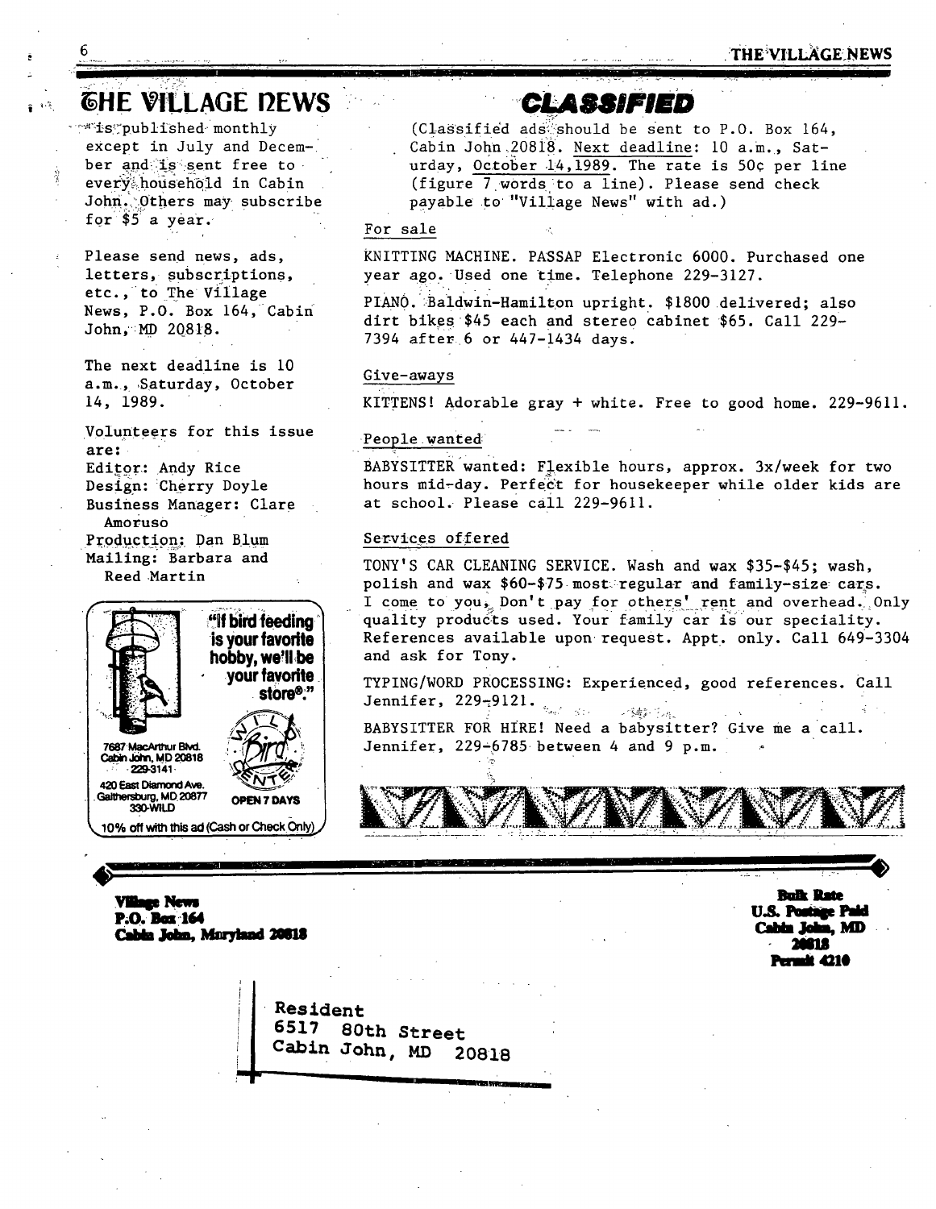# THE VILLAGE NEWS

is published monthly except in July and December and is sent free to every household in Cabin John. Others may subscribe for $5 a year.

Please send news, ads, letters, subscriptions, etc., to The Village News, P.O. Box 164, Cabin John, MD 20818.

The next deadline is 10 a.m., Saturday, October 14, 1989.

Volunteers for this issue are:
Editor: Andy Rice
Design: Cherry Doyle
Business Manager: Clare Amoruso
Production: Dan Blum
Mailing: Barbara and Reed Martin

"If bird feeding is your favorite hobby, we'll be your favorite store®."

Wild Bird Center

7687 MacArthur Blvd.
Cabin John, MD 20818
229-3141

420 East Diamond Ave.
Gaithersburg, MD 20877
330-WILD

OPEN 7 DAYS

10% off with this ad (Cash or Check Only)

# CLASSIFIED

(Classified ads should be sent to P.O. Box 164, Cabin John 20818. Next deadline: 10 a.m., Saturday, October 14,1989. The rate is 50¢ per line (figure 7 words to a line). Please send check payable to "Village News" with ad.)

## For sale

KNITTING MACHINE. PASSAP Electronic 6000. Purchased one year ago. Used one time. Telephone 229-3127.

PIANO. Baldwin-Hamilton upright. $1800 delivered; also dirt bikes $45 each and stereo cabinet $65. Call 229-7394 after 6 or 447-1434 days.

## Give-aways

KITTENS! Adorable gray + white. Free to good home. 229-9611.

## People wanted

BABYSITTER wanted: Flexible hours, approx. 3x/week for two hours mid-day. Perfect for housekeeper while older kids are at school. Please call 229-9611.

## Services offered

TONY'S CAR CLEANING SERVICE. Wash and wax $35-$45; wash, polish and wax $60-$75 most regular and family-size cars. I come to you. Don't pay for others' rent and overhead. Only quality products used. Your family car is our speciality. References available upon request. Appt. only. Call 649-3304 and ask for Tony.

TYPING/WORD PROCESSING: Experienced, good references. Call Jennifer, 229-9121.

BABYSITTER FOR HIRE! Need a babysitter? Give me a call. Jennifer, 229-6785 between 4 and 9 p.m.

---

**Village News**
**P.O. Box 164**
**Cabin John, Maryland 20818**

**Bulk Rate**
**U.S. Postage Paid**
**Cabin John, MD**
**20818**
**Permit 4210**

Resident
6517 80th Street
Cabin John, MD 20818